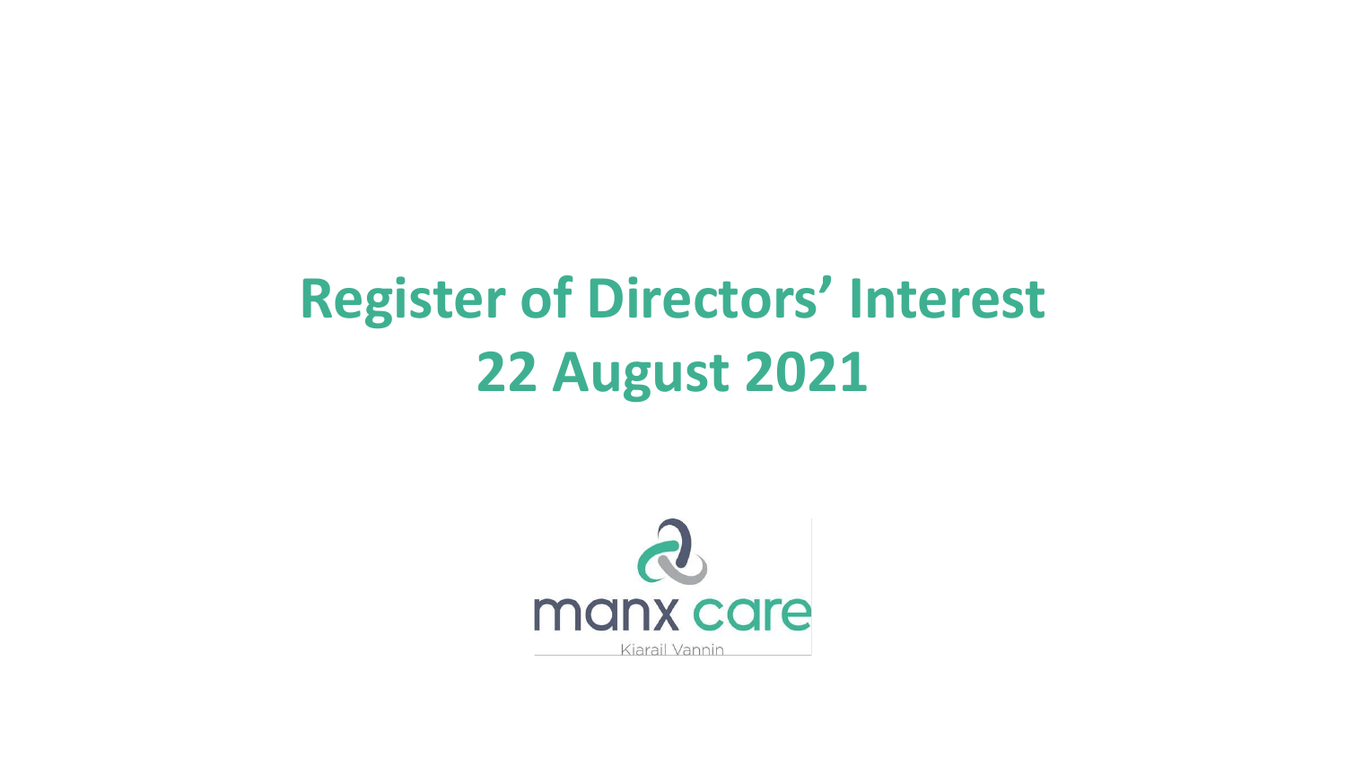# Register of Directors' Interest
# 22 August 2021

manx care

Kiarail Vannin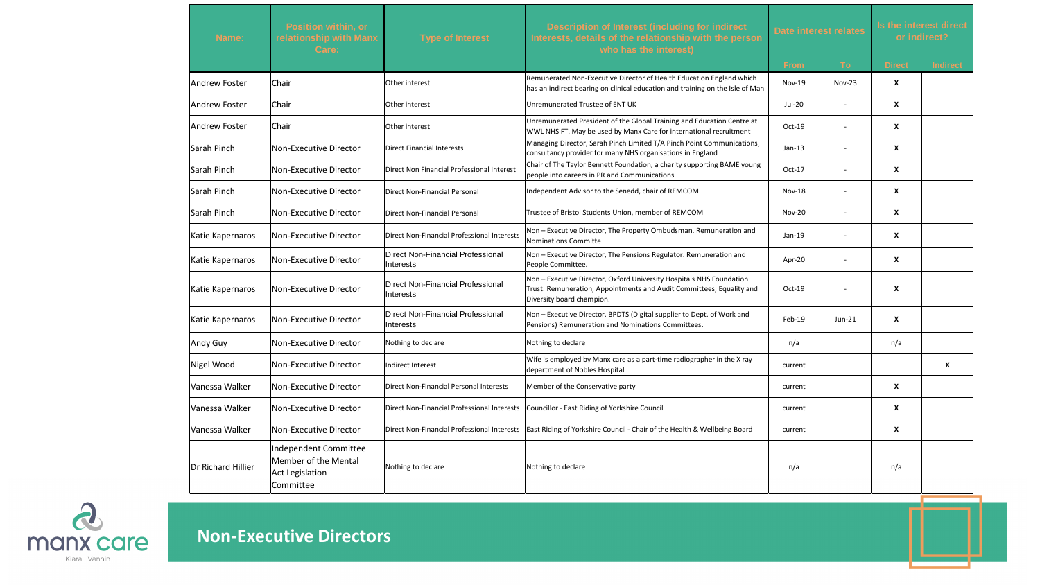| Name: | Position within, or relationship with Manx Care: | Type of Interest | Description of Interest (including for indirect Interests, details of the relationship with the person who has the interest) | Date interest relates | | Is the interest direct or indirect? | |
|---|---|---|---|---|---|---|---|
| | | | | From | To | Direct | Indirect |
| Andrew Foster | Chair | Other interest | Remunerated Non-Executive Director of Health Education England which has an indirect bearing on clinical education and training on the Isle of Man | Nov-19 | Nov-23 | X | |
| Andrew Foster | Chair | Other interest | Unremunerated Trustee of ENT UK | Jul-20 | - | X | |
| Andrew Foster | Chair | Other interest | Unremunerated President of the Global Training and Education Centre at WWL NHS FT. May be used by Manx Care for international recruitment | Oct-19 | - | X | |
| Sarah Pinch | Non-Executive Director | Direct Financial Interests | Managing Director, Sarah Pinch Limited T/A Pinch Point Communications, consultancy provider for many NHS organisations in England | Jan-13 | - | X | |
| Sarah Pinch | Non-Executive Director | Direct Non Financial Professional Interest | Chair of The Taylor Bennett Foundation, a charity supporting BAME young people into careers in PR and Communications | Oct-17 | - | X | |
| Sarah Pinch | Non-Executive Director | Direct Non-Financial Personal | Independent Advisor to the Senedd, chair of REMCOM | Nov-18 | - | X | |
| Sarah Pinch | Non-Executive Director | Direct Non-Financial Personal | Trustee of Bristol Students Union, member of REMCOM | Nov-20 | - | X | |
| Katie Kapernaros | Non-Executive Director | Direct Non-Financial Professional Interests | Non – Executive Director, The Property Ombudsman. Remuneration and Nominations Committe | Jan-19 | - | X | |
| Katie Kapernaros | Non-Executive Director | Direct Non-Financial Professional Interests | Non – Executive Director, The Pensions Regulator. Remuneration and People Committee. | Apr-20 | - | X | |
| Katie Kapernaros | Non-Executive Director | Direct Non-Financial Professional Interests | Non – Executive Director, Oxford University Hospitals NHS Foundation Trust. Remuneration, Appointments and Audit Committees, Equality and Diversity board champion. | Oct-19 | - | X | |
| Katie Kapernaros | Non-Executive Director | Direct Non-Financial Professional Interests | Non – Executive Director, BPDTS (Digital supplier to Dept. of Work and Pensions) Remuneration and Nominations Committees. | Feb-19 | Jun-21 | X | |
| Andy Guy | Non-Executive Director | Nothing to declare | Nothing to declare | n/a | | n/a | |
| Nigel Wood | Non-Executive Director | Indirect Interest | Wife is employed by Manx care as a part-time radiographer in the X ray department of Nobles Hospital | current | | | X |
| Vanessa Walker | Non-Executive Director | Direct Non-Financial Personal Interests | Member of the Conservative party | current | | X | |
| Vanessa Walker | Non-Executive Director | Direct Non-Financial Professional Interests | Councillor - East Riding of Yorkshire Council | current | | X | |
| Vanessa Walker | Non-Executive Director | Direct Non-Financial Professional Interests | East Riding of Yorkshire Council - Chair of the Health & Wellbeing Board | current | | X | |
| Dr Richard Hillier | Independent Committee Member of the Mental Act Legislation Committee | Nothing to declare | Nothing to declare | n/a | | n/a | |

## Non-Executive Directors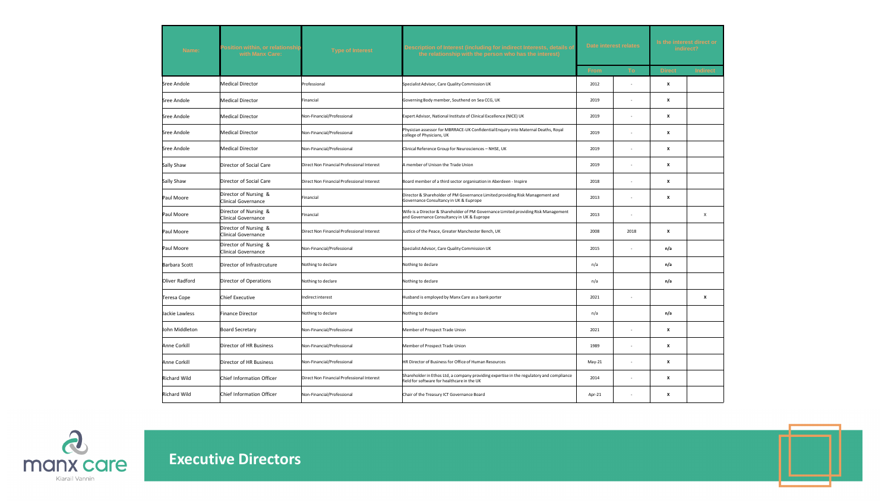| Name: | Position within, or relationship with Manx Care: | Type of Interest | Description of Interest (including for indirect Interests, details of the relationship with the person who has the interest) | Date interest relates | | Is the interest direct or indirect? | |
|---|---|---|---|---|---|---|---|
| | | | | From | To | Direct | Indirect |
| Sree Andole | Medical Director | Professional | Specialist Advisor, Care Quality Commission UK | 2012 | - | x | |
| Sree Andole | Medical Director | Financial | Governing Body member, Southend on Sea CCG, UK | 2019 | - | x | |
| Sree Andole | Medical Director | Non-Financial/Professional | Expert Advisor, National Institute of Clinical Excellence (NICE) UK | 2019 | - | x | |
| Sree Andole | Medical Director | Non-Financial/Professional | Physician assessor for MBRRACE-UK Confidential Enquiry into Maternal Deaths, Royal college of Physicians, UK | 2019 | - | x | |
| Sree Andole | Medical Director | Non-Financial/Professional | Clinical Reference Group for Neurosciences – NHSE, UK | 2019 | - | x | |
| Sally Shaw | Director of Social Care | Direct Non Financial Professional Interest | A member of Unison the Trade Union | 2019 | - | x | |
| Sally Shaw | Director of Social Care | Direct Non Financial Professional Interest | Board member of a third sector organisation in Aberdeen - Inspire | 2018 | - | x | |
| Paul Moore | Director of Nursing & Clinical Governance | Financial | Director & Shareholder of PM Governance Limited providing Risk Management and Governance Consultancy in UK & Euprope | 2013 | - | x | |
| Paul Moore | Director of Nursing & Clinical Governance | Financial | Wife is a Director & Shareholder of PM Governance Limited providing Risk Management and Governance Consultancy in UK & Euprope | 2013 | - | | X |
| Paul Moore | Director of Nursing & Clinical Governance | Direct Non Financial Professional Interest | Justice of the Peace, Greater Manchester Bench, UK | 2008 | 2018 | x | |
| Paul Moore | Director of Nursing & Clinical Governance | Non-Financial/Professional | Specialist Advisor, Care Quality Commission UK | 2015 | - | n/a | |
| Barbara Scott | Director of Infrastrcuture | Nothing to declare | Nothing to declare | n/a | | n/a | |
| Oliver Radford | Director of Operations | Nothing to declare | Nothing to declare | n/a | | n/a | |
| Teresa Cope | Chief Executive | Indirect interest | Husband is employed by Manx Care as a bank porter | 2021 | - | | x |
| Jackie Lawless | Finance Director | Nothing to declare | Nothing to declare | n/a | | n/a | |
| John Middleton | Board Secretary | Non-Financial/Professional | Member of Prospect Trade Union | 2021 | - | x | |
| Anne Corkill | Director of HR Business | Non-Financial/Professional | Member of Prospect Trade Union | 1989 | - | x | |
| Anne Corkill | Director of HR Business | Non-Financial/Professional | HR Director of Business for Office of Human Resources | May-21 | - | x | |
| Richard Wild | Chief Information Officer | Direct Non Financial Professional Interest | Shareholder in Ethos Ltd, a company providing expertise in the regulatory and compliance field for software for healthcare in the UK | 2014 | - | x | |
| Richard Wild | Chief Information Officer | Non-Financial/Professional | Chair of the Treasury ICT Governance Board | Apr-21 | - | x | |

manx care
Kiarail Vannin

## Executive Directors